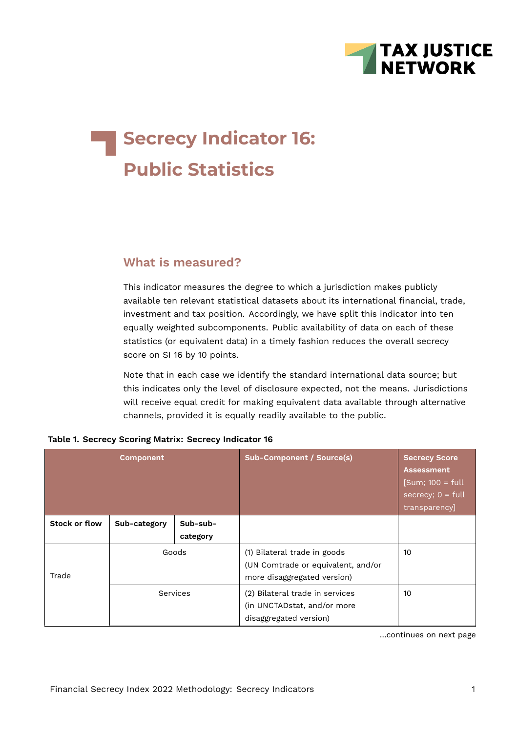# Secrecy Indicator 16: Public Statistics

## What is measured?

This indicator measures the degree to which a jurisdiction makes publicly available ten relevant statistical datasets about its international financial, trade, investment and tax position. Accordingly, we have split this indicator into ten equally weighted subcomponents. Public availability of data on each of these statistics (or equivalent data) in a timely fashion reduces the overall secrecy score on SI 16 by 10 points.

Note that in each case we identify the standard international data source; but this indicates only the level of disclosure expected, not the means. Jurisdictions will receive equal credit for making equivalent data available through alternative channels, provided it is equally readily available to the public.

**Table 1. Secrecy Scoring Matrix: Secrecy Indicator 16**

| Component | | | Sub-Component / Source(s) | Secrecy Score Assessment [Sum; 100 = full secrecy; 0 = full transparency] |
|---|---|---|---|---|
| **Stock or flow** | **Sub-category** | **Sub-sub-category** | | |
| Trade | Goods | | (1) Bilateral trade in goods (UN Comtrade or equivalent, and/or more disaggregated version) | 10 |
| | Services | | (2) Bilateral trade in services (in UNCTADstat, and/or more disaggregated version) | 10 |

...continues on next page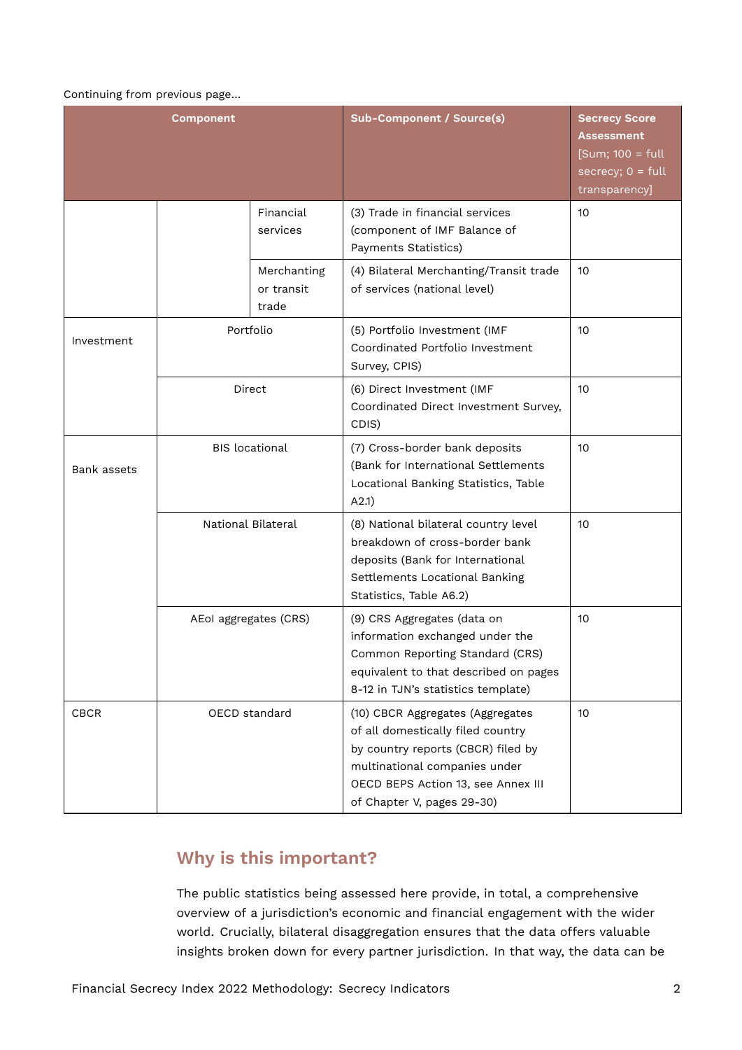Continuing from previous page...

| Component | | | Sub-Component / Source(s) | Secrecy Score Assessment [Sum; 100 = full secrecy; 0 = full transparency] |
|---|---|---|---|---|
| | | Financial services | (3) Trade in financial services (component of IMF Balance of Payments Statistics) | 10 |
| | | Merchanting or transit trade | (4) Bilateral Merchanting/Transit trade of services (national level) | 10 |
| Investment | Portfolio | | (5) Portfolio Investment (IMF Coordinated Portfolio Investment Survey, CPIS) | 10 |
| | Direct | | (6) Direct Investment (IMF Coordinated Direct Investment Survey, CDIS) | 10 |
| Bank assets | BIS locational | | (7) Cross-border bank deposits (Bank for International Settlements Locational Banking Statistics, Table A2.1) | 10 |
| | National Bilateral | | (8) National bilateral country level breakdown of cross-border bank deposits (Bank for International Settlements Locational Banking Statistics, Table A6.2) | 10 |
| | AEoI aggregates (CRS) | | (9) CRS Aggregates (data on information exchanged under the Common Reporting Standard (CRS) equivalent to that described on pages 8-12 in TJN's statistics template) | 10 |
| CBCR | OECD standard | | (10) CBCR Aggregates (Aggregates of all domestically filed country by country reports (CBCR) filed by multinational companies under OECD BEPS Action 13, see Annex III of Chapter V, pages 29-30) | 10 |

## Why is this important?

The public statistics being assessed here provide, in total, a comprehensive overview of a jurisdiction's economic and financial engagement with the wider world. Crucially, bilateral disaggregation ensures that the data offers valuable insights broken down for every partner jurisdiction. In that way, the data can be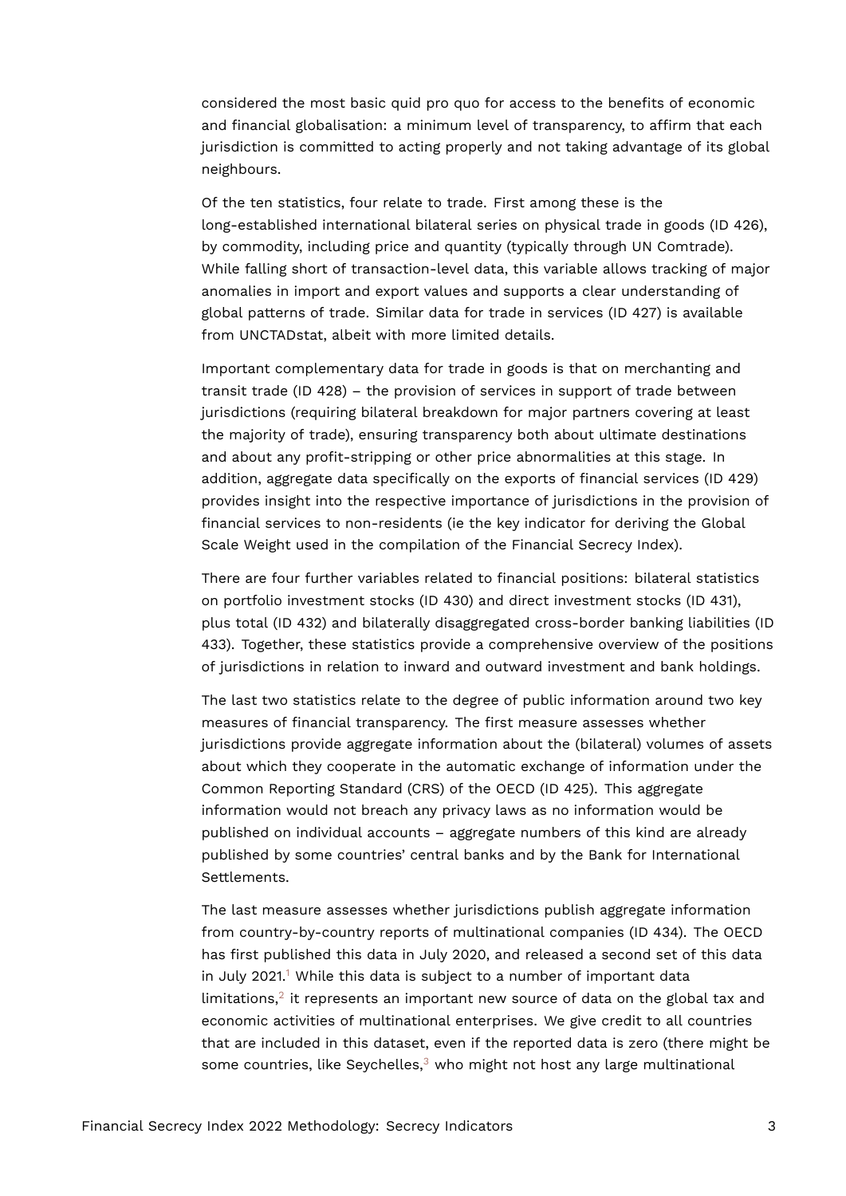considered the most basic quid pro quo for access to the benefits of economic and financial globalisation: a minimum level of transparency, to affirm that each jurisdiction is committed to acting properly and not taking advantage of its global neighbours.

Of the ten statistics, four relate to trade. First among these is the long-established international bilateral series on physical trade in goods (ID 426), by commodity, including price and quantity (typically through UN Comtrade). While falling short of transaction-level data, this variable allows tracking of major anomalies in import and export values and supports a clear understanding of global patterns of trade. Similar data for trade in services (ID 427) is available from UNCTADstat, albeit with more limited details.

Important complementary data for trade in goods is that on merchanting and transit trade (ID 428) – the provision of services in support of trade between jurisdictions (requiring bilateral breakdown for major partners covering at least the majority of trade), ensuring transparency both about ultimate destinations and about any profit-stripping or other price abnormalities at this stage. In addition, aggregate data specifically on the exports of financial services (ID 429) provides insight into the respective importance of jurisdictions in the provision of financial services to non-residents (ie the key indicator for deriving the Global Scale Weight used in the compilation of the Financial Secrecy Index).

There are four further variables related to financial positions: bilateral statistics on portfolio investment stocks (ID 430) and direct investment stocks (ID 431), plus total (ID 432) and bilaterally disaggregated cross-border banking liabilities (ID 433). Together, these statistics provide a comprehensive overview of the positions of jurisdictions in relation to inward and outward investment and bank holdings.

The last two statistics relate to the degree of public information around two key measures of financial transparency. The first measure assesses whether jurisdictions provide aggregate information about the (bilateral) volumes of assets about which they cooperate in the automatic exchange of information under the Common Reporting Standard (CRS) of the OECD (ID 425). This aggregate information would not breach any privacy laws as no information would be published on individual accounts – aggregate numbers of this kind are already published by some countries' central banks and by the Bank for International Settlements.

The last measure assesses whether jurisdictions publish aggregate information from country-by-country reports of multinational companies (ID 434). The OECD has first published this data in July 2020, and released a second set of this data in July 2021.[1] While this data is subject to a number of important data limitations,[2] it represents an important new source of data on the global tax and economic activities of multinational enterprises. We give credit to all countries that are included in this dataset, even if the reported data is zero (there might be some countries, like Seychelles,[3] who might not host any large multinational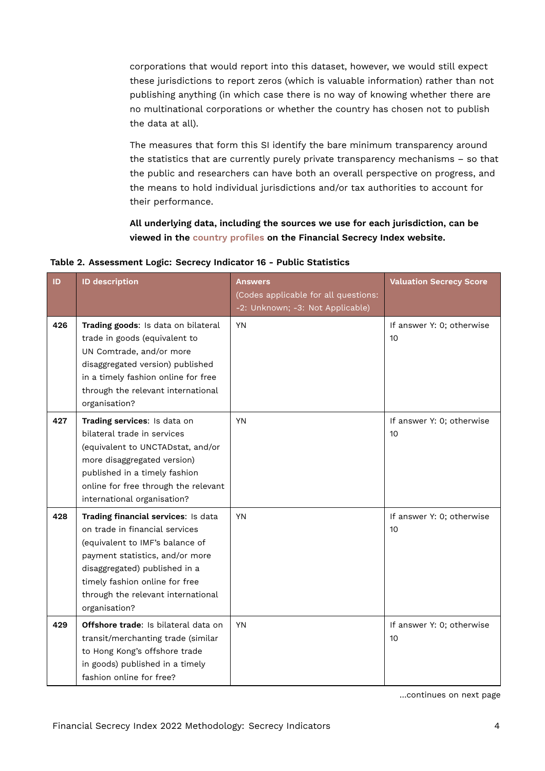corporations that would report into this dataset, however, we would still expect these jurisdictions to report zeros (which is valuable information) rather than not publishing anything (in which case there is no way of knowing whether there are no multinational corporations or whether the country has chosen not to publish the data at all).

The measures that form this SI identify the bare minimum transparency around the statistics that are currently purely private transparency mechanisms – so that the public and researchers can have both an overall perspective on progress, and the means to hold individual jurisdictions and/or tax authorities to account for their performance.

**All underlying data, including the sources we use for each jurisdiction, can be viewed in the country profiles on the Financial Secrecy Index website.**

**Table 2. Assessment Logic: Secrecy Indicator 16 - Public Statistics**

| ID | ID description | Answers (Codes applicable for all questions: -2: Unknown; -3: Not Applicable) | Valuation Secrecy Score |
|---|---|---|---|
| 426 | **Trading goods**: Is data on bilateral trade in goods (equivalent to UN Comtrade, and/or more disaggregated version) published in a timely fashion online for free through the relevant international organisation? | YN | If answer Y: 0; otherwise 10 |
| 427 | **Trading services**: Is data on bilateral trade in services (equivalent to UNCTADstat, and/or more disaggregated version) published in a timely fashion online for free through the relevant international organisation? | YN | If answer Y: 0; otherwise 10 |
| 428 | **Trading financial services**: Is data on trade in financial services (equivalent to IMF's balance of payment statistics, and/or more disaggregated) published in a timely fashion online for free through the relevant international organisation? | YN | If answer Y: 0; otherwise 10 |
| 429 | **Offshore trade**: Is bilateral data on transit/merchanting trade (similar to Hong Kong's offshore trade in goods) published in a timely fashion online for free? | YN | If answer Y: 0; otherwise 10 |

...continues on next page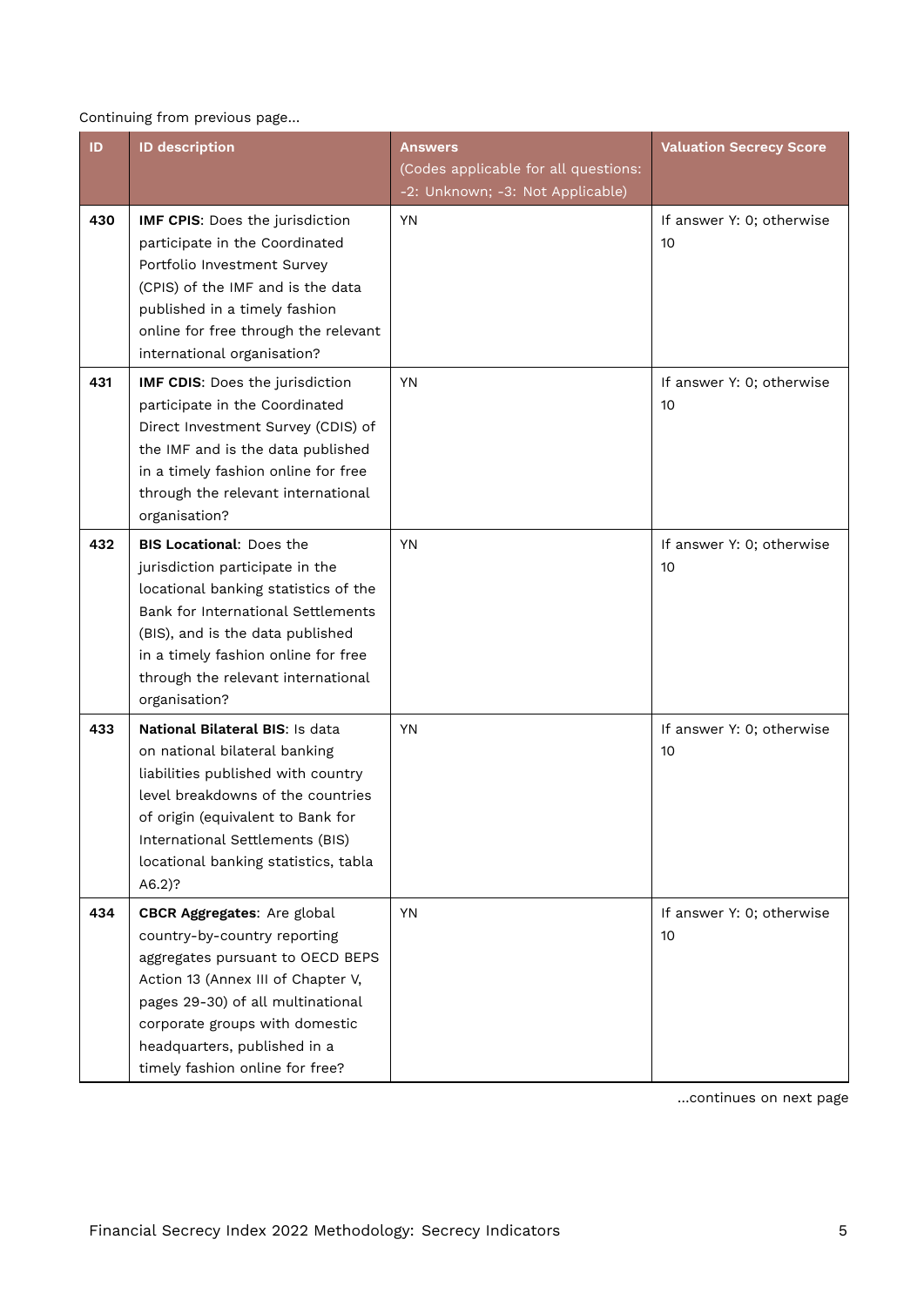Continuing from previous page...

| ID | ID description | Answers (Codes applicable for all questions: -2: Unknown; -3: Not Applicable) | Valuation Secrecy Score |
|---|---|---|---|
| **430** | **IMF CPIS**: Does the jurisdiction participate in the Coordinated Portfolio Investment Survey (CPIS) of the IMF and is the data published in a timely fashion online for free through the relevant international organisation? | YN | If answer Y: 0; otherwise 10 |
| **431** | **IMF CDIS**: Does the jurisdiction participate in the Coordinated Direct Investment Survey (CDIS) of the IMF and is the data published in a timely fashion online for free through the relevant international organisation? | YN | If answer Y: 0; otherwise 10 |
| **432** | **BIS Locational**: Does the jurisdiction participate in the locational banking statistics of the Bank for International Settlements (BIS), and is the data published in a timely fashion online for free through the relevant international organisation? | YN | If answer Y: 0; otherwise 10 |
| **433** | **National Bilateral BIS**: Is data on national bilateral banking liabilities published with country level breakdowns of the countries of origin (equivalent to Bank for International Settlements (BIS) locational banking statistics, tabla A6.2)? | YN | If answer Y: 0; otherwise 10 |
| **434** | **CBCR Aggregates**: Are global country-by-country reporting aggregates pursuant to OECD BEPS Action 13 (Annex III of Chapter V, pages 29-30) of all multinational corporate groups with domestic headquarters, published in a timely fashion online for free? | YN | If answer Y: 0; otherwise 10 |

...continues on next page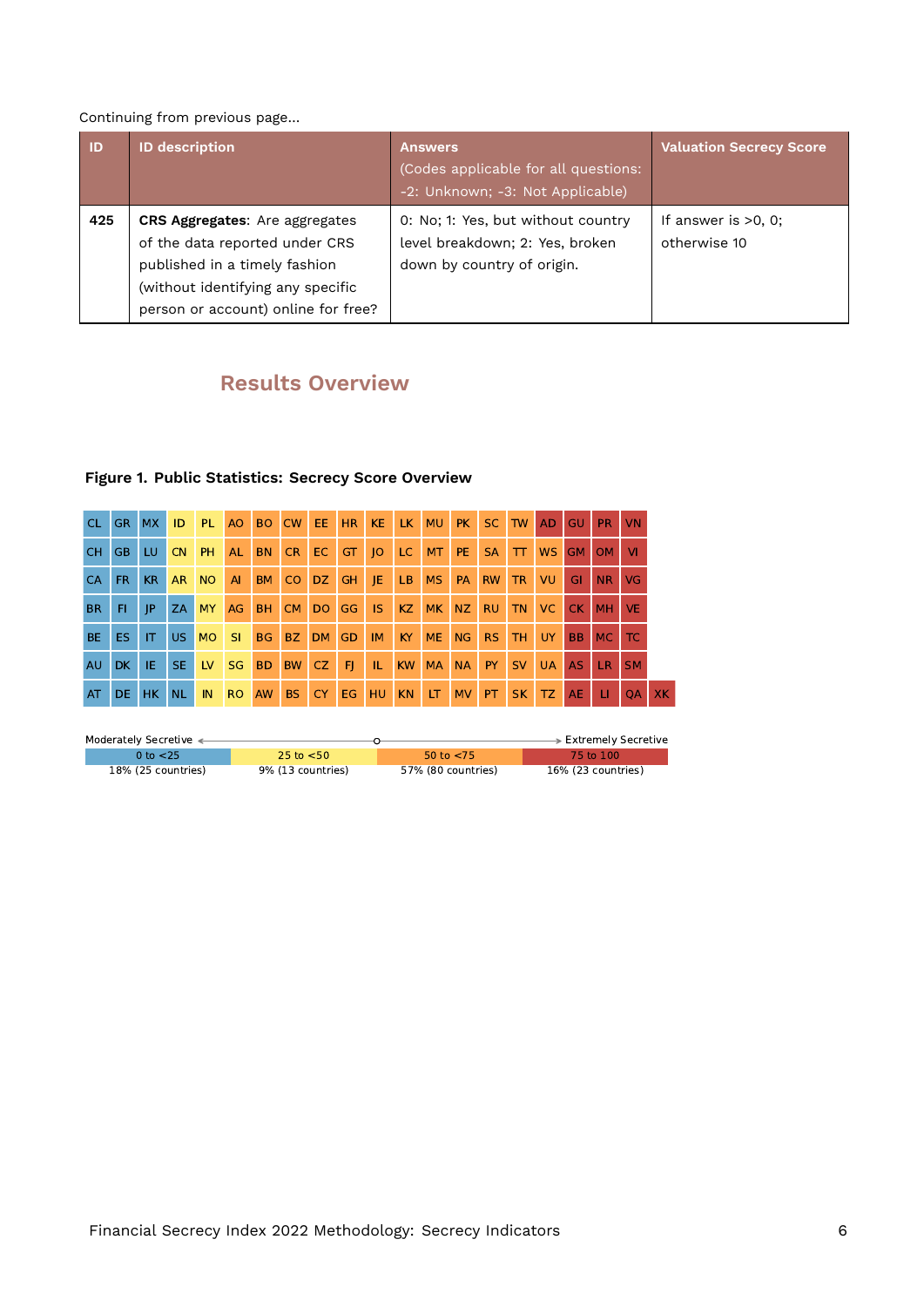Continuing from previous page...

| ID | ID description | Answers (Codes applicable for all questions: -2: Unknown; -3: Not Applicable) | Valuation Secrecy Score |
|---|---|---|---|
| 425 | **CRS Aggregates**: Are aggregates of the data reported under CRS published in a timely fashion (without identifying any specific person or account) online for free? | 0: No; 1: Yes, but without country level breakdown; 2: Yes, broken down by country of origin. | If answer is >0, 0; otherwise 10 |

## Results Overview

**Figure 1. Public Statistics: Secrecy Score Overview**

| | | | | | | | | | | | | | | | | | | | | |
|---|---|---|---|---|---|---|---|---|---|---|---|---|---|---|---|---|---|---|---|---|
| CL | GR | MX | ID | PL | AO | BO | CW | EE | HR | KE | LK | MU | PK | SC | TW | AD | GU | PR | VN | |
| CH | GB | LU | CN | PH | AL | BN | CR | EC | GT | JO | LC | MT | PE | SA | TT | WS | GM | OM | VI | |
| CA | FR | KR | AR | NO | AI | BM | CO | DZ | GH | JE | LB | MS | PA | RW | TR | VU | GI | NR | VG | |
| BR | FI | JP | ZA | MY | AG | BH | CM | DO | GG | IS | KZ | MK | NZ | RU | TN | VC | CK | MH | VE | |
| BE | ES | IT | US | MO | SI | BG | BZ | DM | GD | IM | KY | ME | NG | RS | TH | UY | BB | MC | TC | |
| AU | DK | IE | SE | LV | SG | BD | BW | CZ | FJ | IL | KW | MA | NA | PY | SV | UA | AS | LR | SM | |
| AT | DE | HK | NL | IN | RO | AW | BS | CY | EG | HU | KN | LT | MV | PT | SK | TZ | AE | LI | QA | XK |

Moderately Secretive ← → Extremely Secretive

| 0 to <25 | 25 to <50 | 50 to <75 | 75 to 100 |
|---|---|---|---|
| 18% (25 countries) | 9% (13 countries) | 57% (80 countries) | 16% (23 countries) |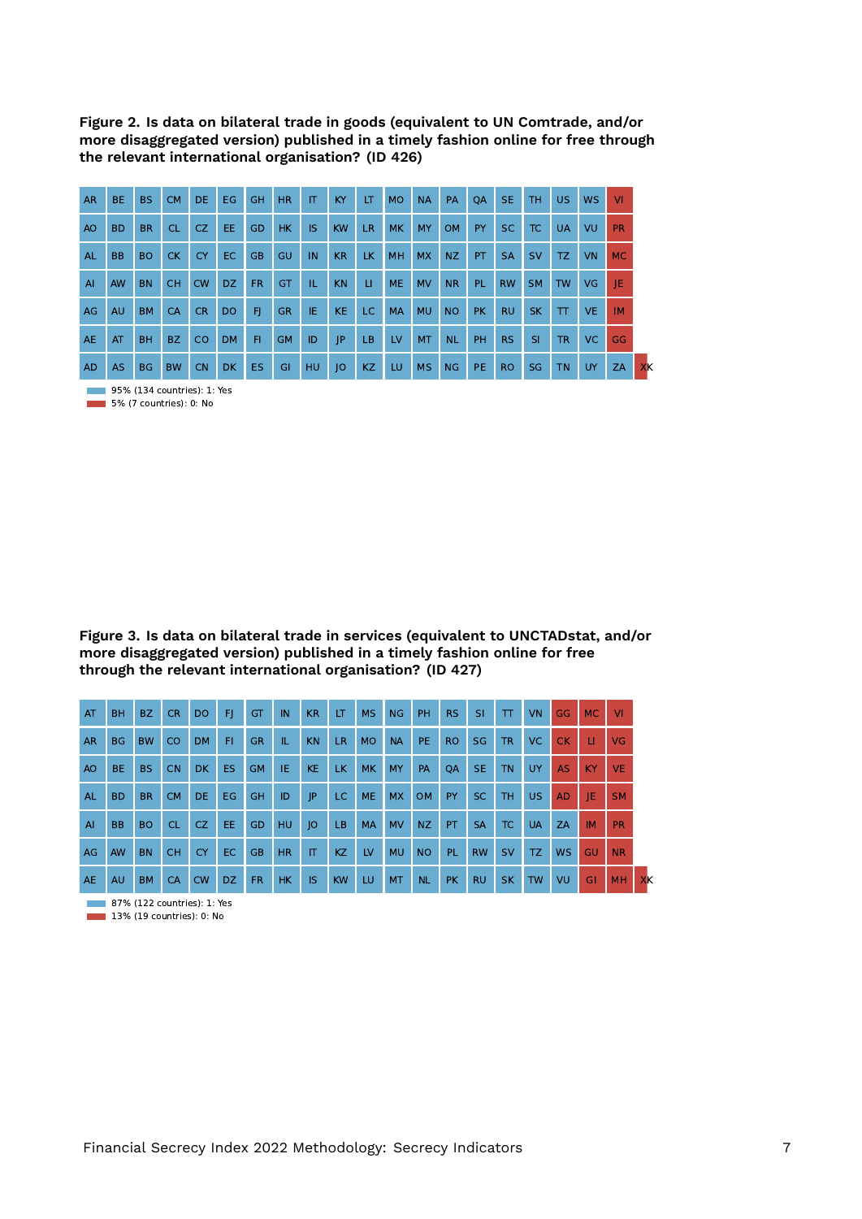**Figure 2. Is data on bilateral trade in goods (equivalent to UN Comtrade, and/or more disaggregated version) published in a timely fashion online for free through the relevant international organisation? (ID 426)**

| | | | | | | | | | | | | | | | | | | | |
|---|---|---|---|---|---|---|---|---|---|---|---|---|---|---|---|---|---|---|---|
| AR | BE | BS | CM | DE | EG | GH | HR | IT | KY | LT | MO | NA | PA | QA | SE | TH | US | WS | VI |
| AO | BD | BR | CL | CZ | EE | GD | HK | IS | KW | LR | MK | MY | OM | PY | SC | TC | UA | VU | PR |
| AL | BB | BO | CK | CY | EC | GB | GU | IN | KR | LK | MH | MX | NZ | PT | SA | SV | TZ | VN | MC |
| AI | AW | BN | CH | CW | DZ | FR | GT | IL | KN | LI | ME | MV | NR | PL | RW | SM | TW | VG | JE |
| AG | AU | BM | CA | CR | DO | FJ | GR | IE | KE | LC | MA | MU | NO | PK | RU | SK | TT | VE | IM |
| AE | AT | BH | BZ | CO | DM | FI | GM | ID | JP | LB | LV | MT | NL | PH | RS | SI | TR | VC | GG |
| AD | AS | BG | BW | CN | DK | ES | GI | HU | JO | KZ | LU | MS | NG | PE | RO | SG | TN | UY | ZA | XK |

95% (134 countries): 1: Yes

5% (7 countries): 0: No

**Figure 3. Is data on bilateral trade in services (equivalent to UNCTADstat, and/or more disaggregated version) published in a timely fashion online for free through the relevant international organisation? (ID 427)**

| | | | | | | | | | | | | | | | | | | | |
|---|---|---|---|---|---|---|---|---|---|---|---|---|---|---|---|---|---|---|---|
| AT | BH | BZ | CR | DO | FJ | GT | IN | KR | LT | MS | NG | PH | RS | SI | TT | VN | GG | MC | VI |
| AR | BG | BW | CO | DM | FI | GR | IL | KN | LR | MO | NA | PE | RO | SG | TR | VC | CK | LI | VG |
| AO | BE | BS | CN | DK | ES | GM | IE | KE | LK | MK | MY | PA | QA | SE | TN | UY | AS | KY | VE |
| AL | BD | BR | CM | DE | EG | GH | ID | JP | LC | ME | MX | OM | PY | SC | TH | US | AD | JE | SM |
| AI | BB | BO | CL | CZ | EE | GD | HU | JO | LB | MA | MV | NZ | PT | SA | TC | UA | ZA | IM | PR |
| AG | AW | BN | CH | CY | EC | GB | HR | IT | KZ | LV | MU | NO | PL | RW | SV | TZ | WS | GU | NR |
| AE | AU | BM | CA | CW | DZ | FR | HK | IS | KW | LU | MT | NL | PK | RU | SK | TW | VU | GI | MH | XK |

87% (122 countries): 1: Yes

13% (19 countries): 0: No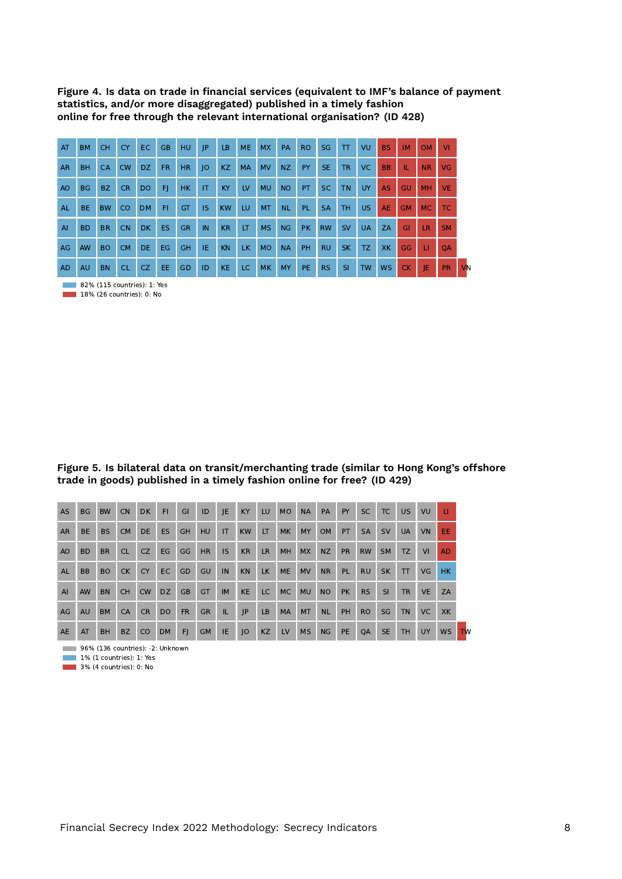**Figure 4. Is data on trade in financial services (equivalent to IMF's balance of payment statistics, and/or more disaggregated) published in a timely fashion online for free through the relevant international organisation? (ID 428)**

| | | | | | | | | | | | | | | | | | | | |
|---|---|---|---|---|---|---|---|---|---|---|---|---|---|---|---|---|---|---|---|
| AT | BM | CH | CY | EC | GB | HU | JP | LB | ME | MX | PA | RO | SG | TT | VU | BS | IM | OM | VI |
| AR | BH | CA | CW | DZ | FR | HR | JO | KZ | MA | MV | NZ | PY | SE | TR | VC | BB | IL | NR | VG |
| AO | BG | BZ | CR | DO | FJ | HK | IT | KY | LV | MU | NO | PT | SC | TN | UY | AS | GU | MH | VE |
| AL | BE | BW | CO | DM | FI | GT | IS | KW | LU | MT | NL | PL | SA | TH | US | AE | GM | MC | TC |
| AI | BD | BR | CN | DK | ES | GR | IN | KR | LT | MS | NG | PK | RW | SV | UA | ZA | GI | LR | SM |
| AG | AW | BO | CM | DE | EG | GH | IE | KN | LK | MO | NA | PH | RU | SK | TZ | XK | GG | LI | QA |
| AD | AU | BN | CL | CZ | EE | GD | ID | KE | LC | MK | MY | PE | RS | SI | TW | WS | CK | JE | PR | VN |

82% (115 countries): 1: Yes
18% (26 countries): 0: No

**Figure 5. Is bilateral data on transit/merchanting trade (similar to Hong Kong's offshore trade in goods) published in a timely fashion online for free? (ID 429)**

| | | | | | | | | | | | | | | | | | | | |
|---|---|---|---|---|---|---|---|---|---|---|---|---|---|---|---|---|---|---|---|
| AS | BG | BW | CN | DK | FI | GI | ID | JE | KY | LU | MO | NA | PA | PY | SC | TC | US | VU | LI |
| AR | BE | BS | CM | DE | ES | GH | HU | IT | KW | LT | MK | MY | OM | PT | SA | SV | UA | VN | EE |
| AO | BD | BR | CL | CZ | EG | GG | HR | IS | KR | LR | MH | MX | NZ | PR | RW | SM | TZ | VI | AD |
| AL | BB | BO | CK | CY | EC | GD | GU | IN | KN | LK | ME | MV | NR | PL | RU | SK | TT | VG | HK |
| AI | AW | BN | CH | CW | DZ | GB | GT | IM | KE | LC | MC | MU | NO | PK | RS | SI | TR | VE | ZA |
| AG | AU | BM | CA | CR | DO | FR | GR | IL | JP | LB | MA | MT | NL | PH | RO | SG | TN | VC | XK |
| AE | AT | BH | BZ | CO | DM | FJ | GM | IE | JO | KZ | LV | MS | NG | PE | QA | SE | TH | UY | WS | TW |

96% (136 countries): -2: Unknown
1% (1 countries): 1: Yes
3% (4 countries): 0: No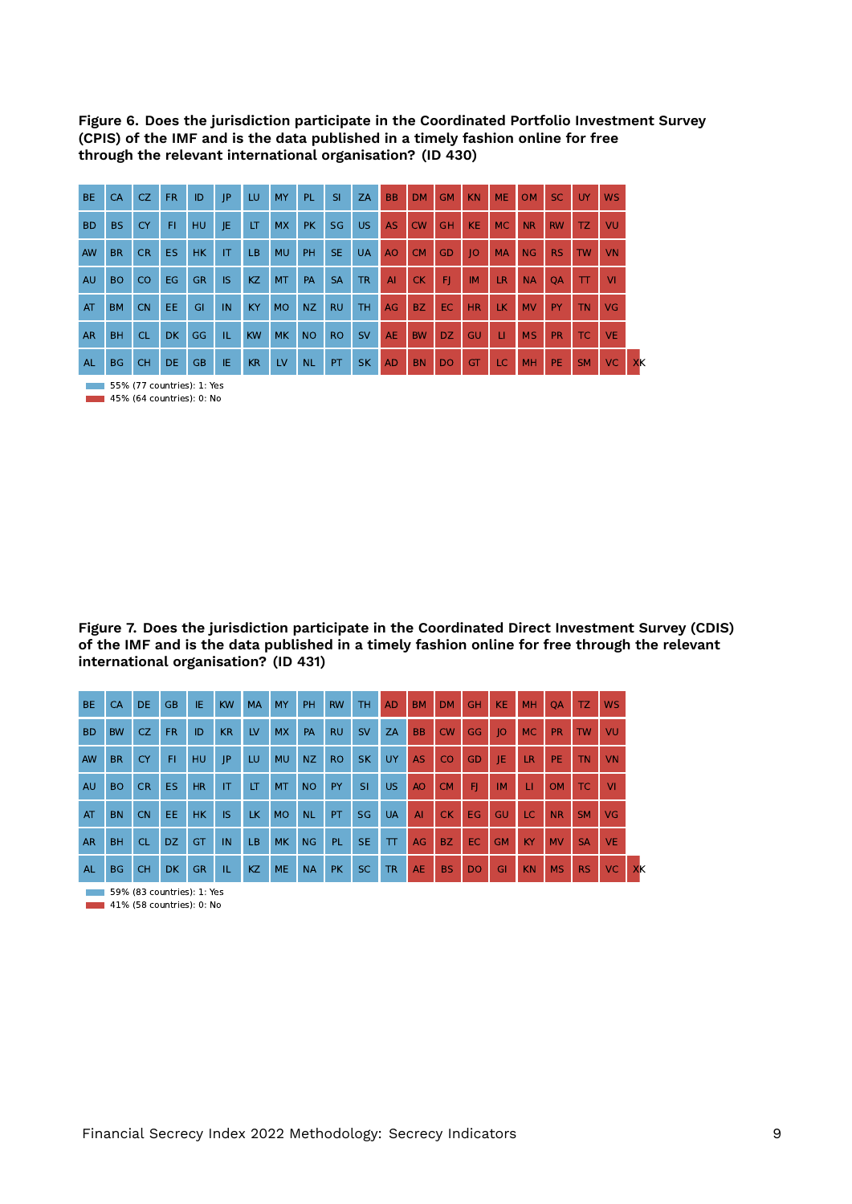**Figure 6. Does the jurisdiction participate in the Coordinated Portfolio Investment Survey (CPIS) of the IMF and is the data published in a timely fashion online for free through the relevant international organisation? (ID 430)**

| | | | | | | | | | | | | | | | | | | | | | |
|---|---|---|---|---|---|---|---|---|---|---|---|---|---|---|---|---|---|---|---|---|---|
| BE | CA | CZ | FR | ID | JP | LU | MY | PL | SI | ZA | BB | DM | GM | KN | ME | OM | SC | UY | WS | |
| BD | BS | CY | FI | HU | JE | LT | MX | PK | SG | US | AS | CW | GH | KE | MC | NR | RW | TZ | VU | |
| AW | BR | CR | ES | HK | IT | LB | MU | PH | SE | UA | AO | CM | GD | JO | MA | NG | RS | TW | VN | |
| AU | BO | CO | EG | GR | IS | KZ | MT | PA | SA | TR | AI | CK | FJ | IM | LR | NA | QA | TT | VI | |
| AT | BM | CN | EE | GI | IN | KY | MO | NZ | RU | TH | AG | BZ | EC | HR | LK | MV | PY | TN | VG | |
| AR | BH | CL | DK | GG | IL | KW | MK | NO | RO | SV | AE | BW | DZ | GU | LI | MS | PR | TC | VE | |
| AL | BG | CH | DE | GB | IE | KR | LV | NL | PT | SK | AD | BN | DO | GT | LC | MH | PE | SM | VC | XK |

55% (77 countries): 1: Yes
45% (64 countries): 0: No

**Figure 7. Does the jurisdiction participate in the Coordinated Direct Investment Survey (CDIS) of the IMF and is the data published in a timely fashion online for free through the relevant international organisation? (ID 431)**

| | | | | | | | | | | | | | | | | | | | | | |
|---|---|---|---|---|---|---|---|---|---|---|---|---|---|---|---|---|---|---|---|---|---|
| BE | CA | DE | GB | IE | KW | MA | MY | PH | RW | TH | AD | BM | DM | GH | KE | MH | QA | TZ | WS | |
| BD | BW | CZ | FR | ID | KR | LV | MX | PA | RU | SV | ZA | BB | CW | GG | JO | MC | PR | TW | VU | |
| AW | BR | CY | FI | HU | JP | LU | MU | NZ | RO | SK | UY | AS | CO | GD | JE | LR | PE | TN | VN | |
| AU | BO | CR | ES | HR | IT | LT | MT | NO | PY | SI | US | AO | CM | FJ | IM | LI | OM | TC | VI | |
| AT | BN | CN | EE | HK | IS | LK | MO | NL | PT | SG | UA | AI | CK | EG | GU | LC | NR | SM | VG | |
| AR | BH | CL | DZ | GT | IN | LB | MK | NG | PL | SE | TT | AG | BZ | EC | GM | KY | MV | SA | VE | |
| AL | BG | CH | DK | GR | IL | KZ | ME | NA | PK | SC | TR | AE | BS | DO | GI | KN | MS | RS | VC | XK |

59% (83 countries): 1: Yes
41% (58 countries): 0: No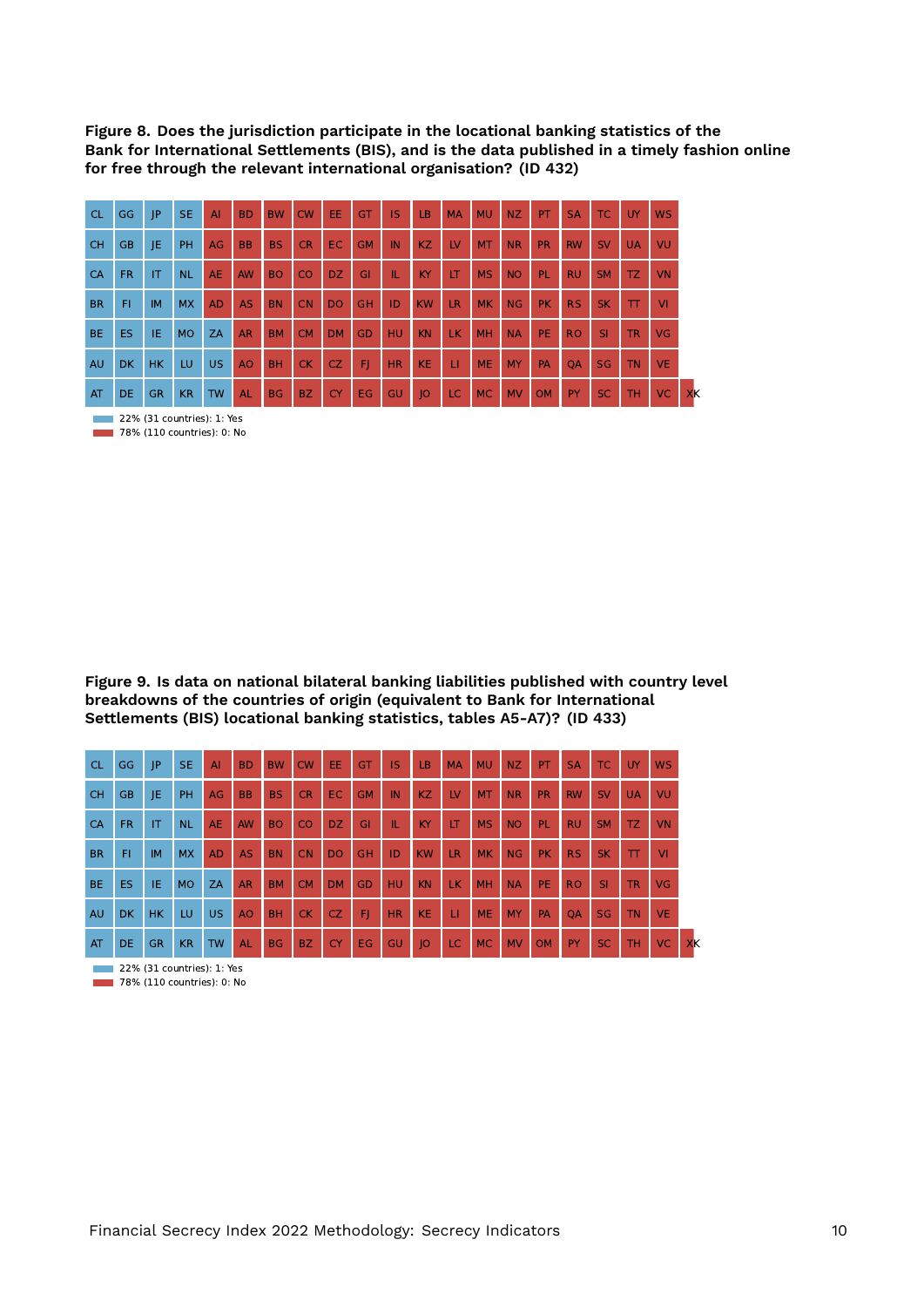**Figure 8. Does the jurisdiction participate in the locational banking statistics of the Bank for International Settlements (BIS), and is the data published in a timely fashion online for free through the relevant international organisation? (ID 432)**

| CL | GG | JP | SE | AI | BD | BW | CW | EE | GT | IS | LB | MA | MU | NZ | PT | SA | TC | UY | WS | |
|---|---|---|---|---|---|---|---|---|---|---|---|---|---|---|---|---|---|---|---|---|
| CH | GB | JE | PH | AG | BB | BS | CR | EC | GM | IN | KZ | LV | MT | NR | PR | RW | SV | UA | VU | |
| CA | FR | IT | NL | AE | AW | BO | CO | DZ | GI | IL | KY | LT | MS | NO | PL | RU | SM | TZ | VN | |
| BR | FI | IM | MX | AD | AS | BN | CN | DO | GH | ID | KW | LR | MK | NG | PK | RS | SK | TT | VI | |
| BE | ES | IE | MO | ZA | AR | BM | CM | DM | GD | HU | KN | LK | MH | NA | PE | RO | SI | TR | VG | |
| AU | DK | HK | LU | US | AO | BH | CK | CZ | FJ | HR | KE | LI | ME | MY | PA | QA | SG | TN | VE | |
| AT | DE | GR | KR | TW | AL | BG | BZ | CY | EG | GU | JO | LC | MC | MV | OM | PY | SC | TH | VC | XK |

22% (31 countries): 1: Yes

78% (110 countries): 0: No

**Figure 9. Is data on national bilateral banking liabilities published with country level breakdowns of the countries of origin (equivalent to Bank for International Settlements (BIS) locational banking statistics, tables A5-A7)? (ID 433)**

| CL | GG | JP | SE | AI | BD | BW | CW | EE | GT | IS | LB | MA | MU | NZ | PT | SA | TC | UY | WS | |
|---|---|---|---|---|---|---|---|---|---|---|---|---|---|---|---|---|---|---|---|---|
| CH | GB | JE | PH | AG | BB | BS | CR | EC | GM | IN | KZ | LV | MT | NR | PR | RW | SV | UA | VU | |
| CA | FR | IT | NL | AE | AW | BO | CO | DZ | GI | IL | KY | LT | MS | NO | PL | RU | SM | TZ | VN | |
| BR | FI | IM | MX | AD | AS | BN | CN | DO | GH | ID | KW | LR | MK | NG | PK | RS | SK | TT | VI | |
| BE | ES | IE | MO | ZA | AR | BM | CM | DM | GD | HU | KN | LK | MH | NA | PE | RO | SI | TR | VG | |
| AU | DK | HK | LU | US | AO | BH | CK | CZ | FJ | HR | KE | LI | ME | MY | PA | QA | SG | TN | VE | |
| AT | DE | GR | KR | TW | AL | BG | BZ | CY | EG | GU | JO | LC | MC | MV | OM | PY | SC | TH | VC | XK |

22% (31 countries): 1: Yes

78% (110 countries): 0: No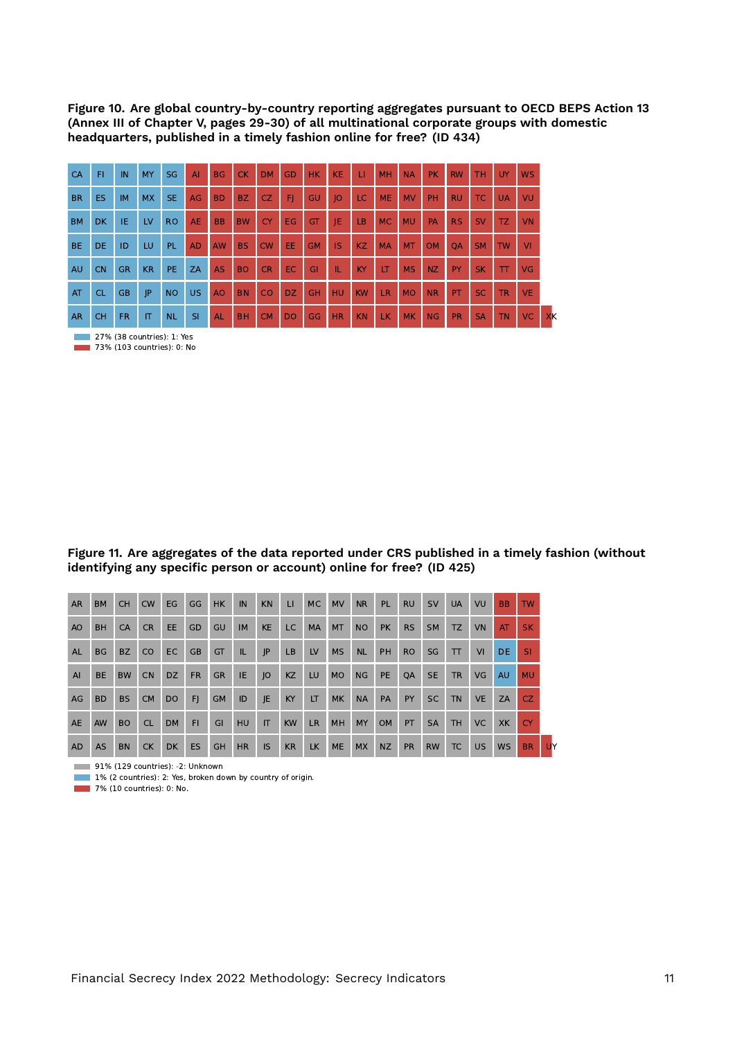**Figure 10. Are global country-by-country reporting aggregates pursuant to OECD BEPS Action 13 (Annex III of Chapter V, pages 29-30) of all multinational corporate groups with domestic headquarters, published in a timely fashion online for free? (ID 434)**

| | | | | | | | | | | | | | | | | | | | | |
|---|---|---|---|---|---|---|---|---|---|---|---|---|---|---|---|---|---|---|---|---|
| CA | FI | IN | MY | SG | AI | BG | CK | DM | GD | HK | KE | LI | MH | NA | PK | RW | TH | UY | WS | |
| BR | ES | IM | MX | SE | AG | BD | BZ | CZ | FJ | GU | JO | LC | ME | MV | PH | RU | TC | UA | VU | |
| BM | DK | IE | LV | RO | AE | BB | BW | CY | EG | GT | JE | LB | MC | MU | PA | RS | SV | TZ | VN | |
| BE | DE | ID | LU | PL | AD | AW | BS | CW | EE | GM | IS | KZ | MA | MT | OM | QA | SM | TW | VI | |
| AU | CN | GR | KR | PE | ZA | AS | BO | CR | EC | GI | IL | KY | LT | MS | NZ | PY | SK | TT | VG | |
| AT | CL | GB | JP | NO | US | AO | BN | CO | DZ | GH | HU | KW | LR | MO | NR | PT | SC | TR | VE | |
| AR | CH | FR | IT | NL | SI | AL | BH | CM | DO | GG | HR | KN | LK | MK | NG | PR | SA | TN | VC | XK |

27% (38 countries): 1: Yes
73% (103 countries): 0: No

**Figure 11. Are aggregates of the data reported under CRS published in a timely fashion (without identifying any specific person or account) online for free? (ID 425)**

| | | | | | | | | | | | | | | | | | | | | |
|---|---|---|---|---|---|---|---|---|---|---|---|---|---|---|---|---|---|---|---|---|
| AR | BM | CH | CW | EG | GG | HK | IN | KN | LI | MC | MV | NR | PL | RU | SV | UA | VU | BB | TW | |
| AO | BH | CA | CR | EE | GD | GU | IM | KE | LC | MA | MT | NO | PK | RS | SM | TZ | VN | AT | SK | |
| AL | BG | BZ | CO | EC | GB | GT | IL | JP | LB | LV | MS | NL | PH | RO | SG | TT | VI | DE | SI | |
| AI | BE | BW | CN | DZ | FR | GR | IE | JO | KZ | LU | MO | NG | PE | QA | SE | TR | VG | AU | MU | |
| AG | BD | BS | CM | DO | FJ | GM | ID | JE | KY | LT | MK | NA | PA | PY | SC | TN | VE | ZA | CZ | |
| AE | AW | BO | CL | DM | FI | GI | HU | IT | KW | LR | MH | MY | OM | PT | SA | TH | VC | XK | CY | |
| AD | AS | BN | CK | DK | ES | GH | HR | IS | KR | LK | ME | MX | NZ | PR | RW | TC | US | WS | BR | UY |

91% (129 countries): -2: Unknown
1% (2 countries): 2: Yes, broken down by country of origin.
7% (10 countries): 0: No.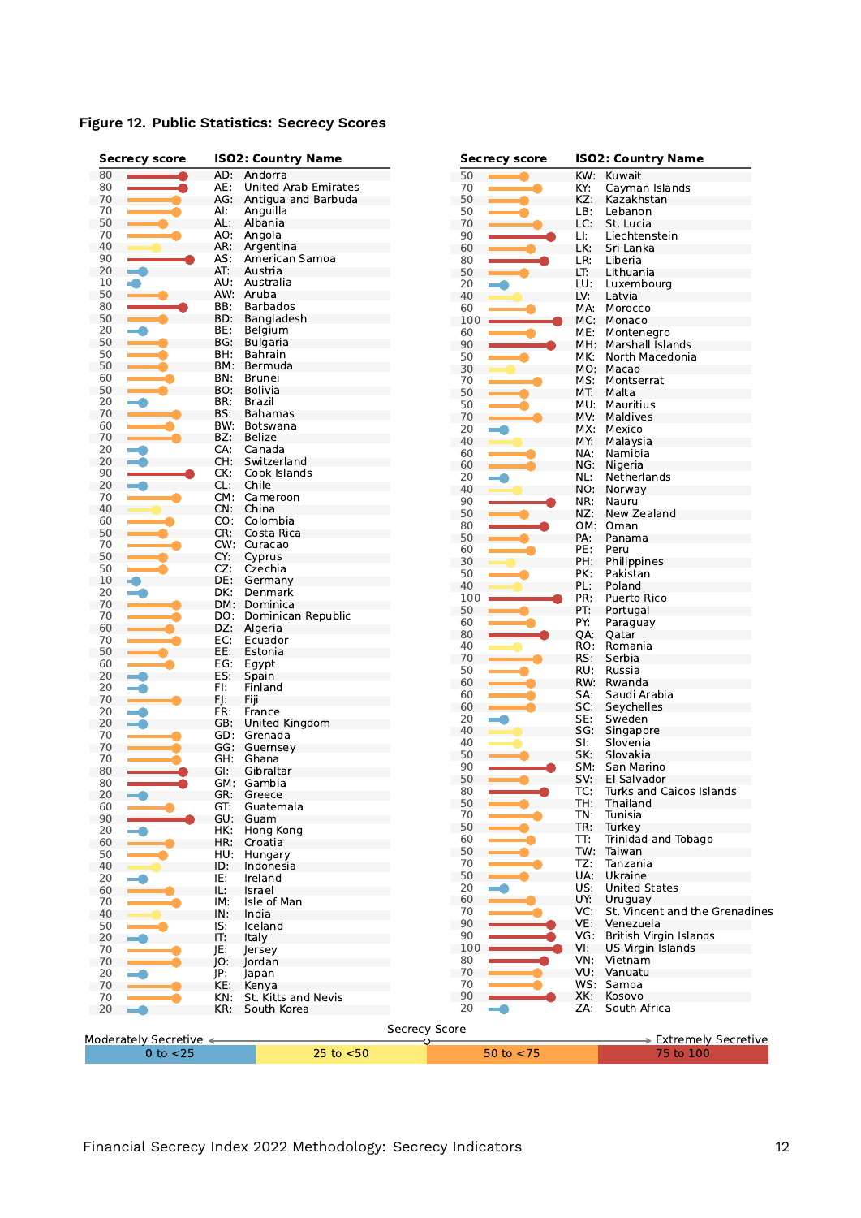**Figure 12. Public Statistics: Secrecy Scores**

| Secrecy score | ISO2: Country Name |
|---|---|
| 80 | AD: Andorra |
| 80 | AE: United Arab Emirates |
| 70 | AG: Antigua and Barbuda |
| 70 | AI: Anguilla |
| 50 | AL: Albania |
| 70 | AO: Angola |
| 40 | AR: Argentina |
| 90 | AS: American Samoa |
| 20 | AT: Austria |
| 10 | AU: Australia |
| 50 | AW: Aruba |
| 80 | BB: Barbados |
| 50 | BD: Bangladesh |
| 20 | BE: Belgium |
| 50 | BG: Bulgaria |
| 50 | BH: Bahrain |
| 50 | BM: Bermuda |
| 60 | BN: Brunei |
| 50 | BO: Bolivia |
| 20 | BR: Brazil |
| 70 | BS: Bahamas |
| 60 | BW: Botswana |
| 70 | BZ: Belize |
| 20 | CA: Canada |
| 20 | CH: Switzerland |
| 90 | CK: Cook Islands |
| 20 | CL: Chile |
| 70 | CM: Cameroon |
| 40 | CN: China |
| 60 | CO: Colombia |
| 50 | CR: Costa Rica |
| 70 | CW: Curacao |
| 50 | CY: Cyprus |
| 50 | CZ: Czechia |
| 10 | DE: Germany |
| 20 | DK: Denmark |
| 70 | DM: Dominica |
| 70 | DO: Dominican Republic |
| 60 | DZ: Algeria |
| 70 | EC: Ecuador |
| 50 | EE: Estonia |
| 60 | EG: Egypt |
| 20 | ES: Spain |
| 20 | FI: Finland |
| 70 | FJ: Fiji |
| 20 | FR: France |
| 20 | GB: United Kingdom |
| 70 | GD: Grenada |
| 70 | GG: Guernsey |
| 70 | GH: Ghana |
| 80 | GI: Gibraltar |
| 80 | GM: Gambia |
| 20 | GR: Greece |
| 60 | GT: Guatemala |
| 90 | GU: Guam |
| 20 | HK: Hong Kong |
| 60 | HR: Croatia |
| 50 | HU: Hungary |
| 40 | ID: Indonesia |
| 20 | IE: Ireland |
| 60 | IL: Israel |
| 70 | IM: Isle of Man |
| 40 | IN: India |
| 50 | IS: Iceland |
| 20 | IT: Italy |
| 70 | JE: Jersey |
| 70 | JO: Jordan |
| 20 | JP: Japan |
| 70 | KE: Kenya |
| 70 | KN: St. Kitts and Nevis |
| 20 | KR: South Korea |
| 50 | KW: Kuwait |
| 70 | KY: Cayman Islands |
| 50 | KZ: Kazakhstan |
| 50 | LB: Lebanon |
| 70 | LC: St. Lucia |
| 90 | LI: Liechtenstein |
| 60 | LK: Sri Lanka |
| 80 | LR: Liberia |
| 50 | LT: Lithuania |
| 20 | LU: Luxembourg |
| 40 | LV: Latvia |
| 60 | MA: Morocco |
| 100 | MC: Monaco |
| 60 | ME: Montenegro |
| 90 | MH: Marshall Islands |
| 50 | MK: North Macedonia |
| 30 | MO: Macao |
| 70 | MS: Montserrat |
| 50 | MT: Malta |
| 50 | MU: Mauritius |
| 70 | MV: Maldives |
| 20 | MX: Mexico |
| 40 | MY: Malaysia |
| 60 | NA: Namibia |
| 60 | NG: Nigeria |
| 20 | NL: Netherlands |
| 40 | NO: Norway |
| 90 | NR: Nauru |
| 50 | NZ: New Zealand |
| 80 | OM: Oman |
| 50 | PA: Panama |
| 60 | PE: Peru |
| 30 | PH: Philippines |
| 50 | PK: Pakistan |
| 40 | PL: Poland |
| 100 | PR: Puerto Rico |
| 50 | PT: Portugal |
| 60 | PY: Paraguay |
| 80 | QA: Qatar |
| 40 | RO: Romania |
| 70 | RS: Serbia |
| 50 | RU: Russia |
| 60 | RW: Rwanda |
| 60 | SA: Saudi Arabia |
| 60 | SC: Seychelles |
| 20 | SE: Sweden |
| 40 | SG: Singapore |
| 40 | SI: Slovenia |
| 50 | SK: Slovakia |
| 90 | SM: San Marino |
| 50 | SV: El Salvador |
| 80 | TC: Turks and Caicos Islands |
| 50 | TH: Thailand |
| 70 | TN: Tunisia |
| 50 | TR: Turkey |
| 60 | TT: Trinidad and Tobago |
| 50 | TW: Taiwan |
| 70 | TZ: Tanzania |
| 50 | UA: Ukraine |
| 20 | US: United States |
| 60 | UY: Uruguay |
| 70 | VC: St. Vincent and the Grenadines |
| 90 | VE: Venezuela |
| 90 | VG: British Virgin Islands |
| 100 | VI: US Virgin Islands |
| 80 | VN: Vietnam |
| 70 | VU: Vanuatu |
| 70 | WS: Samoa |
| 90 | XK: Kosovo |
| 20 | ZA: South Africa |

Secrecy Score: Moderately Secretive ← → Extremely Secretive

| 0 to <25 | 25 to <50 | 50 to <75 | 75 to 100 |
|---|---|---|---|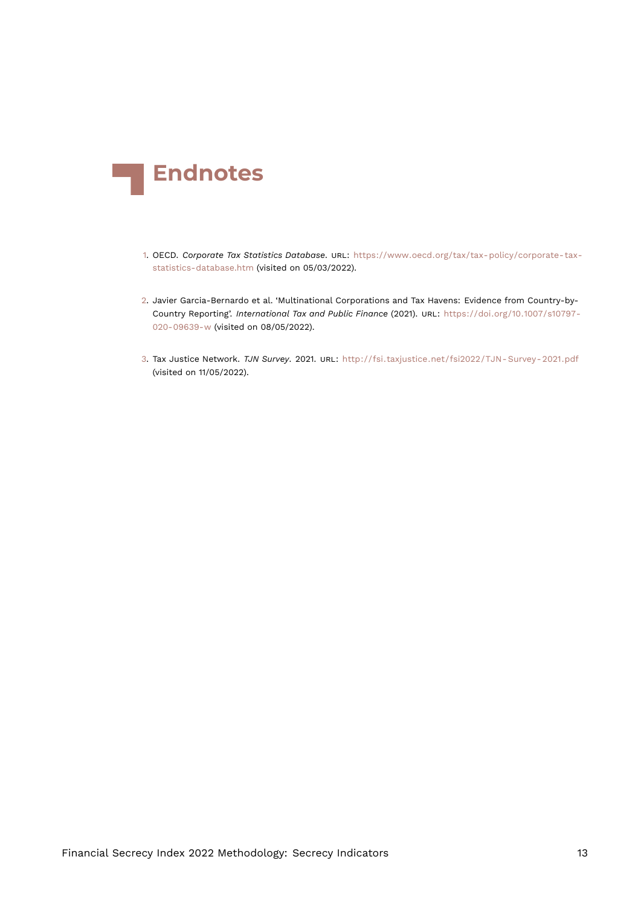# Endnotes

1. OECD. *Corporate Tax Statistics Database*. URL: https://www.oecd.org/tax/tax-policy/corporate-tax-statistics-database.htm (visited on 05/03/2022).

2. Javier Garcia-Bernardo et al. 'Multinational Corporations and Tax Havens: Evidence from Country-by-Country Reporting'. *International Tax and Public Finance* (2021). URL: https://doi.org/10.1007/s10797-020-09639-w (visited on 08/05/2022).

3. Tax Justice Network. *TJN Survey*. 2021. URL: http://fsi.taxjustice.net/fsi2022/TJN-Survey-2021.pdf (visited on 11/05/2022).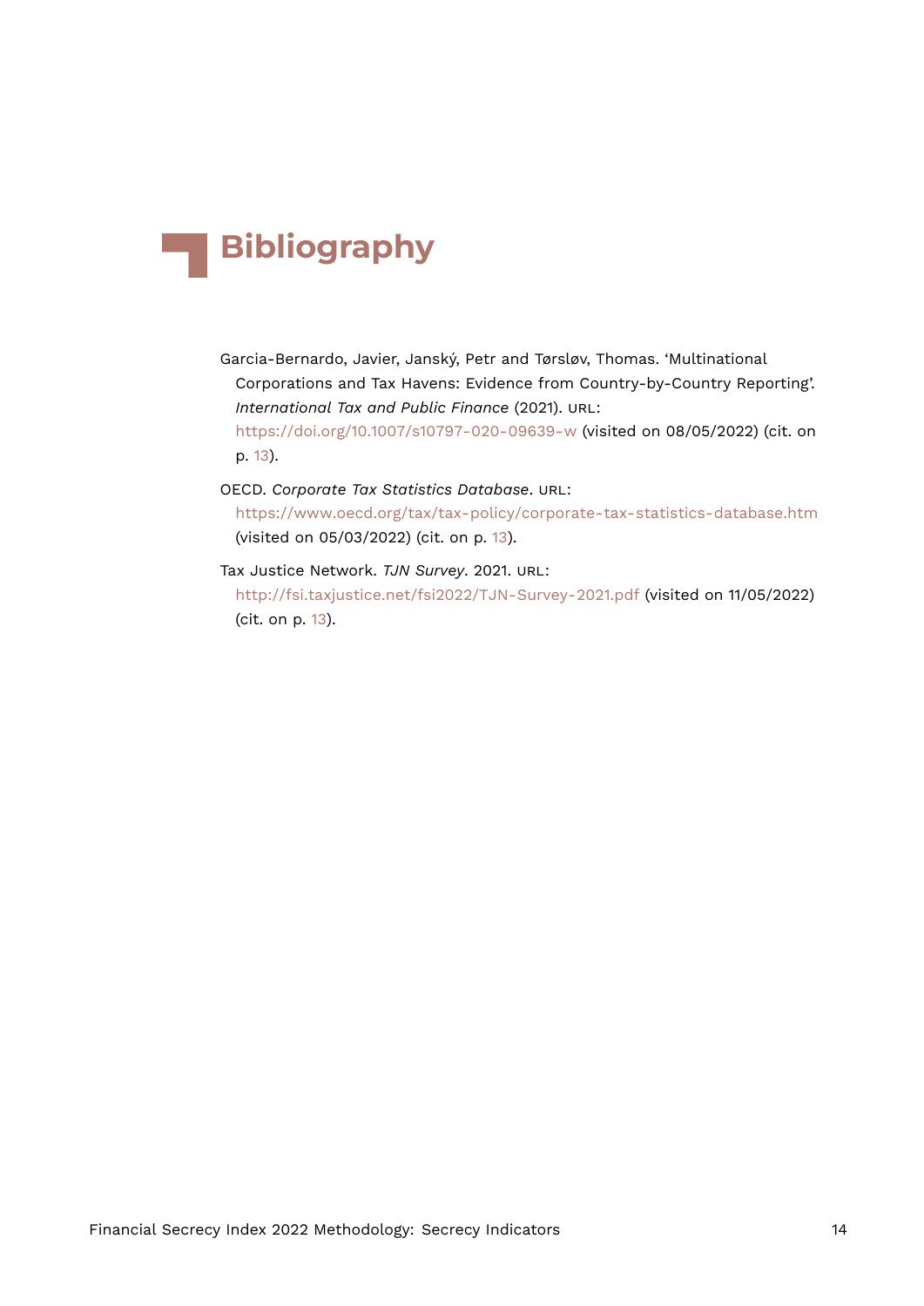# Bibliography

Garcia-Bernardo, Javier, Janský, Petr and Tørsløv, Thomas. 'Multinational Corporations and Tax Havens: Evidence from Country-by-Country Reporting'. *International Tax and Public Finance* (2021). URL: https://doi.org/10.1007/s10797-020-09639-w (visited on 08/05/2022) (cit. on p. 13).

OECD. *Corporate Tax Statistics Database*. URL: https://www.oecd.org/tax/tax-policy/corporate-tax-statistics-database.htm (visited on 05/03/2022) (cit. on p. 13).

Tax Justice Network. *TJN Survey*. 2021. URL: http://fsi.taxjustice.net/fsi2022/TJN-Survey-2021.pdf (visited on 11/05/2022) (cit. on p. 13).